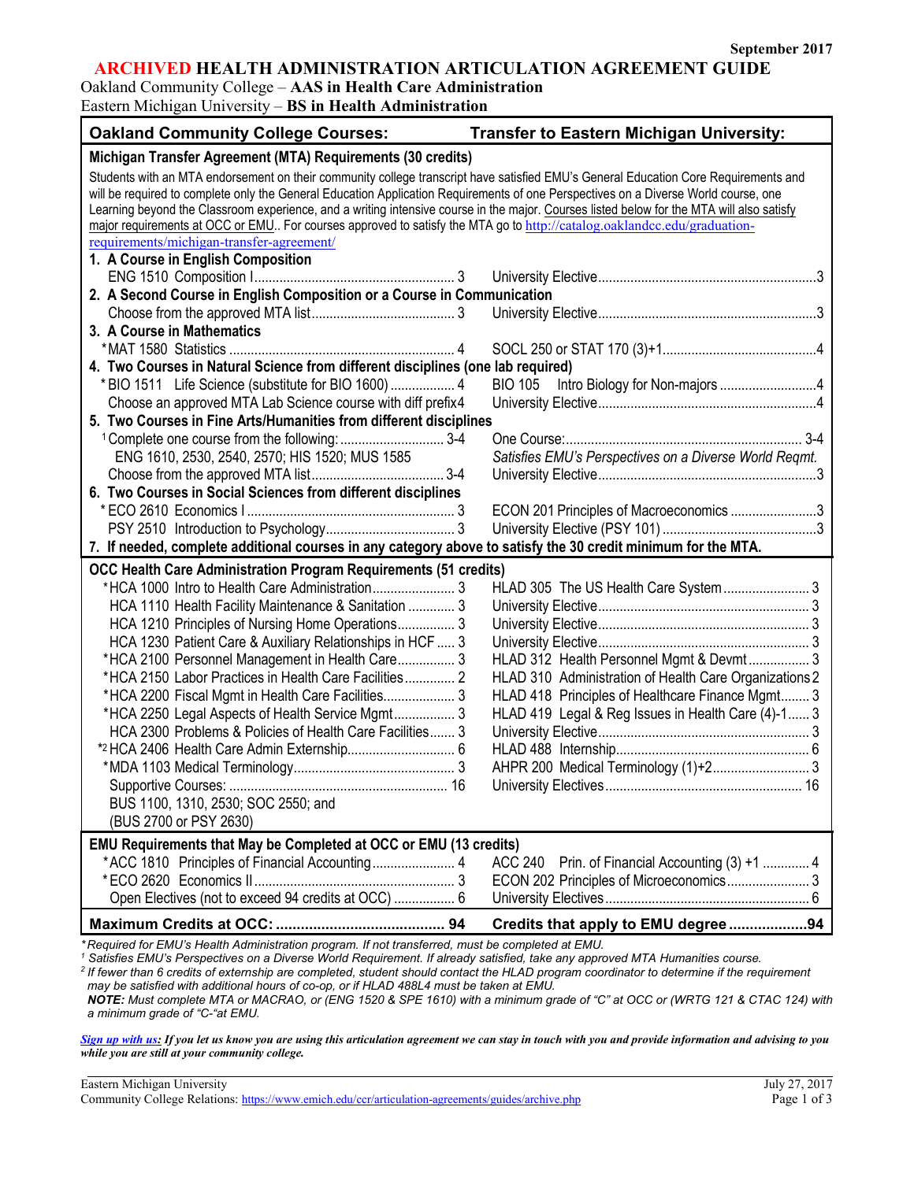September 2017

# ARCHIVED HEALTH ADMINISTRATION ARTICULATION AGREEMENT GUIDE

Oakland Community College – **AAS in Health Care Administration**
Eastern Michigan University – **BS in Health Administration**

| Oakland Community College Courses: | Transfer to Eastern Michigan University: |
|---|---|
| **Michigan Transfer Agreement (MTA) Requirements (30 credits)** | |
| Students with an MTA endorsement on their community college transcript have satisfied EMU's General Education Core Requirements and will be required to complete only the General Education Application Requirements of one Perspectives on a Diverse World course, one Learning beyond the Classroom experience, and a writing intensive course in the major. Courses listed below for the MTA will also satisfy major requirements at OCC or EMU.. For courses approved to satisfy the MTA go to http://catalog.oaklandcc.edu/graduation-requirements/michigan-transfer-agreement/ | |
| **1. A Course in English Composition** | |
| ENG 1510 Composition I ... 3 | University Elective ... 3 |
| **2. A Second Course in English Composition or a Course in Communication** | |
| Choose from the approved MTA list ... 3 | University Elective ... 3 |
| **3. A Course in Mathematics** | |
| *MAT 1580 Statistics ... 4 | SOCL 250 or STAT 170 (3)+1 ... 4 |
| **4. Two Courses in Natural Science from different disciplines (one lab required)** | |
| *BIO 1511 Life Science (substitute for BIO 1600) ... 4 | BIO 105 Intro Biology for Non-majors ... 4 |
| Choose an approved MTA Lab Science course with diff prefix 4 | University Elective ... 4 |
| **5. Two Courses in Fine Arts/Humanities from different disciplines** | |
| [1]Complete one course from the following: ... 3-4 | One Course: ... 3-4 |
| ENG 1610, 2530, 2540, 2570; HIS 1520; MUS 1585 | *Satisfies EMU's Perspectives on a Diverse World Reqmt.* |
| Choose from the approved MTA list ... 3-4 | University Elective ... 3 |
| **6. Two Courses in Social Sciences from different disciplines** | |
| *ECO 2610 Economics I ... 3 | ECON 201 Principles of Macroeconomics ... 3 |
| PSY 2510 Introduction to Psychology ... 3 | University Elective (PSY 101) ... 3 |
| **7. If needed, complete additional courses in any category above to satisfy the 30 credit minimum for the MTA.** | |
| **OCC Health Care Administration Program Requirements (51 credits)** | |
| *HCA 1000 Intro to Health Care Administration ... 3 | HLAD 305 The US Health Care System ... 3 |
| HCA 1110 Health Facility Maintenance & Sanitation ... 3 | University Elective ... 3 |
| HCA 1210 Principles of Nursing Home Operations ... 3 | University Elective ... 3 |
| HCA 1230 Patient Care & Auxiliary Relationships in HCF ... 3 | University Elective ... 3 |
| *HCA 2100 Personnel Management in Health Care ... 3 | HLAD 312 Health Personnel Mgmt & Devmt ... 3 |
| *HCA 2150 Labor Practices in Health Care Facilities ... 2 | HLAD 310 Administration of Health Care Organizations 2 |
| *HCA 2200 Fiscal Mgmt in Health Care Facilities ... 3 | HLAD 418 Principles of Healthcare Finance Mgmt ... 3 |
| *HCA 2250 Legal Aspects of Health Service Mgmt ... 3 | HLAD 419 Legal & Reg Issues in Health Care (4)-1 ... 3 |
| HCA 2300 Problems & Policies of Health Care Facilities ... 3 | University Elective ... 3 |
| *[2]HCA 2406 Health Care Admin Externship ... 6 | HLAD 488 Internship ... 6 |
| *MDA 1103 Medical Terminology ... 3 | AHPR 200 Medical Terminology (1)+2 ... 3 |
| Supportive Courses: ... 16 | University Electives ... 16 |
| BUS 1100, 1310, 2530; SOC 2550; and (BUS 2700 or PSY 2630) | |
| **EMU Requirements that May be Completed at OCC or EMU (13 credits)** | |
| *ACC 1810 Principles of Financial Accounting ... 4 | ACC 240 Prin. of Financial Accounting (3) +1 ... 4 |
| *ECO 2620 Economics II ... 3 | ECON 202 Principles of Microeconomics ... 3 |
| Open Electives (not to exceed 94 credits at OCC) ... 6 | University Electives ... 6 |
| **Maximum Credits at OCC: ... 94** | **Credits that apply to EMU degree ... 94** |

*\*Required for EMU's Health Administration program. If not transferred, must be completed at EMU.*
*[1] Satisfies EMU's Perspectives on a Diverse World Requirement. If already satisfied, take any approved MTA Humanities course.*
*[2] If fewer than 6 credits of externship are completed, student should contact the HLAD program coordinator to determine if the requirement may be satisfied with additional hours of co-op, or if HLAD 488L4 must be taken at EMU.*
***NOTE:** Must complete MTA or MACRAO, or (ENG 1520 & SPE 1610) with a minimum grade of "C" at OCC or (WRTG 121 & CTAC 124) with a minimum grade of "C-"at EMU.*

***Sign up with us:** If you let us know you are using this articulation agreement we can stay in touch with you and provide information and advising to you while you are still at your community college.*

Eastern Michigan University
Community College Relations: https://www.emich.edu/ccr/articulation-agreements/guides/archive.php

July 27, 2017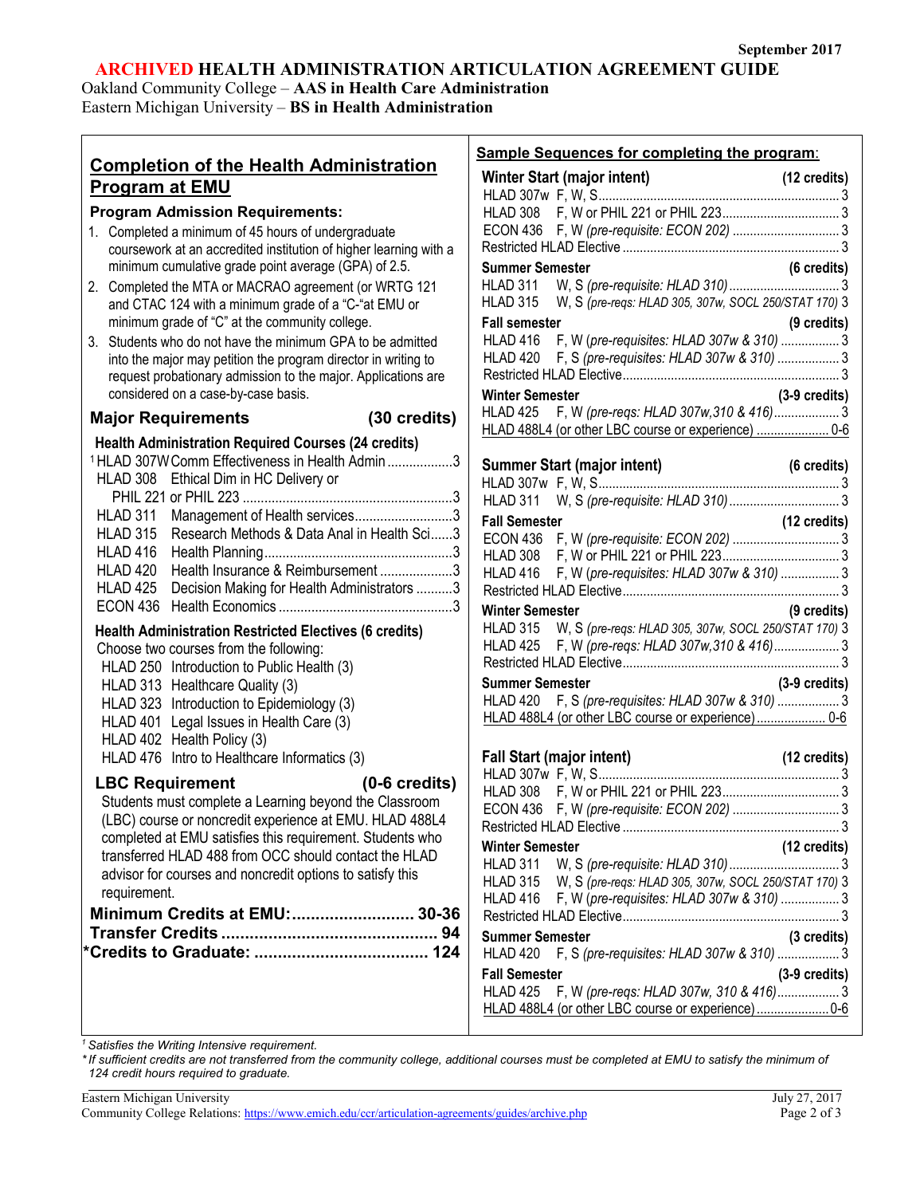September 2017

# ARCHIVED HEALTH ADMINISTRATION ARTICULATION AGREEMENT GUIDE

Oakland Community College – **AAS in Health Care Administration**
Eastern Michigan University – **BS in Health Administration**

## Completion of the Health Administration Program at EMU

### Program Admission Requirements:

1. Completed a minimum of 45 hours of undergraduate coursework at an accredited institution of higher learning with a minimum cumulative grade point average (GPA) of 2.5.
2. Completed the MTA or MACRAO agreement (or WRTG 121 and CTAC 124 with a minimum grade of a "C-"at EMU or minimum grade of "C" at the community college.
3. Students who do not have the minimum GPA to be admitted into the major may petition the program director in writing to request probationary admission to the major. Applications are considered on a case-by-case basis.

### Major Requirements (30 credits)

**Health Administration Required Courses (24 credits)**

| Course | Title | Credits |
|---|---|---|
| [1]HLAD 307W | Comm Effectiveness in Health Admin | 3 |
| HLAD 308 | Ethical Dim in HC Delivery or PHIL 221 or PHIL 223 | 3 |
| HLAD 311 | Management of Health services | 3 |
| HLAD 315 | Research Methods & Data Anal in Health Sci | 3 |
| HLAD 416 | Health Planning | 3 |
| HLAD 420 | Health Insurance & Reimbursement | 3 |
| HLAD 425 | Decision Making for Health Administrators | 3 |
| ECON 436 | Health Economics | 3 |

**Health Administration Restricted Electives (6 credits)**

Choose two courses from the following:

- HLAD 250 Introduction to Public Health (3)
- HLAD 313 Healthcare Quality (3)
- HLAD 323 Introduction to Epidemiology (3)
- HLAD 401 Legal Issues in Health Care (3)
- HLAD 402 Health Policy (3)
- HLAD 476 Intro to Healthcare Informatics (3)

### LBC Requirement (0-6 credits)

Students must complete a Learning beyond the Classroom (LBC) course or noncredit experience at EMU. HLAD 488L4 completed at EMU satisfies this requirement. Students who transferred HLAD 488 from OCC should contact the HLAD advisor for courses and noncredit options to satisfy this requirement.

**Minimum Credits at EMU: 30-36**
**Transfer Credits: 94**
***Credits to Graduate: 124**

## Sample Sequences for completing the program:

### Winter Start (major intent) (12 credits)

| Course | Details | Credits |
|---|---|---|
| HLAD 307w | F, W, S | 3 |
| HLAD 308 | F, W or PHIL 221 or PHIL 223 | 3 |
| ECON 436 | F, W *(pre-requisite: ECON 202)* | 3 |
| Restricted HLAD Elective | | 3 |

**Summer Semester (6 credits)**

| Course | Details | Credits |
|---|---|---|
| HLAD 311 | W, S *(pre-requisite: HLAD 310)* | 3 |
| HLAD 315 | W, S *(pre-reqs: HLAD 305, 307w, SOCL 250/STAT 170)* | 3 |

**Fall semester (9 credits)**

| Course | Details | Credits |
|---|---|---|
| HLAD 416 | F, W *(pre-requisites: HLAD 307w & 310)* | 3 |
| HLAD 420 | F, S *(pre-requisites: HLAD 307w & 310)* | 3 |
| Restricted HLAD Elective | | 3 |

**Winter Semester (3-9 credits)**

| Course | Details | Credits |
|---|---|---|
| HLAD 425 | F, W *(pre-reqs: HLAD 307w,310 & 416)* | 3 |
| HLAD 488L4 (or other LBC course or experience) | | 0-6 |

### Summer Start (major intent) (6 credits)

| Course | Details | Credits |
|---|---|---|
| HLAD 307w | F, W, S | 3 |
| HLAD 311 | W, S *(pre-requisite: HLAD 310)* | 3 |

**Fall Semester (12 credits)**

| Course | Details | Credits |
|---|---|---|
| ECON 436 | F, W *(pre-requisite: ECON 202)* | 3 |
| HLAD 308 | F, W or PHIL 221 or PHIL 223 | 3 |
| HLAD 416 | F, W *(pre-requisites: HLAD 307w & 310)* | 3 |
| Restricted HLAD Elective | | 3 |

**Winter Semester (9 credits)**

| Course | Details | Credits |
|---|---|---|
| HLAD 315 | W, S *(pre-reqs: HLAD 305, 307w, SOCL 250/STAT 170)* | 3 |
| HLAD 425 | F, W *(pre-reqs: HLAD 307w,310 & 416)* | 3 |
| Restricted HLAD Elective | | 3 |

**Summer Semester (3-9 credits)**

| Course | Details | Credits |
|---|---|---|
| HLAD 420 | F, S *(pre-requisites: HLAD 307w & 310)* | 3 |
| HLAD 488L4 (or other LBC course or experience) | | 0-6 |

### Fall Start (major intent) (12 credits)

| Course | Details | Credits |
|---|---|---|
| HLAD 307w | F, W, S | 3 |
| HLAD 308 | F, W or PHIL 221 or PHIL 223 | 3 |
| ECON 436 | F, W *(pre-requisite: ECON 202)* | 3 |
| Restricted HLAD Elective | | 3 |

**Winter Semester (12 credits)**

| Course | Details | Credits |
|---|---|---|
| HLAD 311 | W, S *(pre-requisite: HLAD 310)* | 3 |
| HLAD 315 | W, S *(pre-reqs: HLAD 305, 307w, SOCL 250/STAT 170)* | 3 |
| HLAD 416 | F, W *(pre-requisites: HLAD 307w & 310)* | 3 |
| Restricted HLAD Elective | | 3 |

**Summer Semester (3 credits)**

| Course | Details | Credits |
|---|---|---|
| HLAD 420 | F, S *(pre-requisites: HLAD 307w & 310)* | 3 |

**Fall Semester (3-9 credits)**

| Course | Details | Credits |
|---|---|---|
| HLAD 425 | F, W *(pre-reqs: HLAD 307w, 310 & 416)* | 3 |
| HLAD 488L4 (or other LBC course or experience) | | 0-6 |

*[1] Satisfies the Writing Intensive requirement.*

*\* If sufficient credits are not transferred from the community college, additional courses must be completed at EMU to satisfy the minimum of 124 credit hours required to graduate.*

Eastern Michigan University — July 27, 2017
Community College Relations: https://www.emich.edu/ccr/articulation-agreements/guides/archive.php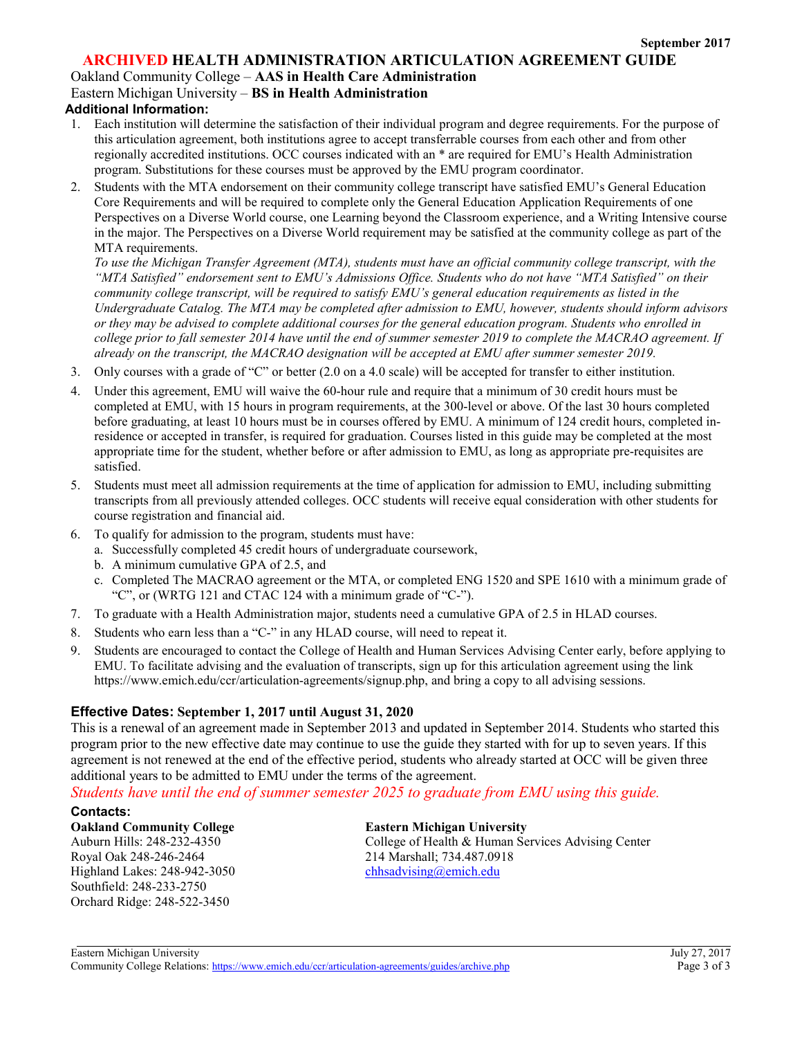September 2017

# ARCHIVED HEALTH ADMINISTRATION ARTICULATION AGREEMENT GUIDE

Oakland Community College – **AAS in Health Care Administration**
Eastern Michigan University – **BS in Health Administration**

### Additional Information:

1. Each institution will determine the satisfaction of their individual program and degree requirements. For the purpose of this articulation agreement, both institutions agree to accept transferrable courses from each other and from other regionally accredited institutions. OCC courses indicated with an * are required for EMU's Health Administration program. Substitutions for these courses must be approved by the EMU program coordinator.
2. Students with the MTA endorsement on their community college transcript have satisfied EMU's General Education Core Requirements and will be required to complete only the General Education Application Requirements of one Perspectives on a Diverse World course, one Learning beyond the Classroom experience, and a Writing Intensive course in the major. The Perspectives on a Diverse World requirement may be satisfied at the community college as part of the MTA requirements.
   *To use the Michigan Transfer Agreement (MTA), students must have an official community college transcript, with the "MTA Satisfied" endorsement sent to EMU's Admissions Office. Students who do not have "MTA Satisfied" on their community college transcript, will be required to satisfy EMU's general education requirements as listed in the Undergraduate Catalog. The MTA may be completed after admission to EMU, however, students should inform advisors or they may be advised to complete additional courses for the general education program. Students who enrolled in college prior to fall semester 2014 have until the end of summer semester 2019 to complete the MACRAO agreement. If already on the transcript, the MACRAO designation will be accepted at EMU after summer semester 2019.*
3. Only courses with a grade of "C" or better (2.0 on a 4.0 scale) will be accepted for transfer to either institution.
4. Under this agreement, EMU will waive the 60-hour rule and require that a minimum of 30 credit hours must be completed at EMU, with 15 hours in program requirements, at the 300-level or above. Of the last 30 hours completed before graduating, at least 10 hours must be in courses offered by EMU. A minimum of 124 credit hours, completed in-residence or accepted in transfer, is required for graduation. Courses listed in this guide may be completed at the most appropriate time for the student, whether before or after admission to EMU, as long as appropriate pre-requisites are satisfied.
5. Students must meet all admission requirements at the time of application for admission to EMU, including submitting transcripts from all previously attended colleges. OCC students will receive equal consideration with other students for course registration and financial aid.
6. To qualify for admission to the program, students must have:
   a. Successfully completed 45 credit hours of undergraduate coursework,
   b. A minimum cumulative GPA of 2.5, and
   c. Completed The MACRAO agreement or the MTA, or completed ENG 1520 and SPE 1610 with a minimum grade of "C", or (WRTG 121 and CTAC 124 with a minimum grade of "C-").
7. To graduate with a Health Administration major, students need a cumulative GPA of 2.5 in HLAD courses.
8. Students who earn less than a "C-" in any HLAD course, will need to repeat it.
9. Students are encouraged to contact the College of Health and Human Services Advising Center early, before applying to EMU. To facilitate advising and the evaluation of transcripts, sign up for this articulation agreement using the link https://www.emich.edu/ccr/articulation-agreements/signup.php, and bring a copy to all advising sessions.

### Effective Dates: September 1, 2017 until August 31, 2020

This is a renewal of an agreement made in September 2013 and updated in September 2014. Students who started this program prior to the new effective date may continue to use the guide they started with for up to seven years. If this agreement is not renewed at the end of the effective period, students who already started at OCC will be given three additional years to be admitted to EMU under the terms of the agreement.

*Students have until the end of summer semester 2025 to graduate from EMU using this guide.*

### Contacts:

**Oakland Community College**
Auburn Hills: 248-232-4350
Royal Oak 248-246-2464
Highland Lakes: 248-942-3050
Southfield: 248-233-2750
Orchard Ridge: 248-522-3450

**Eastern Michigan University**
College of Health & Human Services Advising Center
214 Marshall; 734.487.0918
chhsadvising@emich.edu

Eastern Michigan University
Community College Relations: https://www.emich.edu/ccr/articulation-agreements/guides/archive.php
July 27, 2017